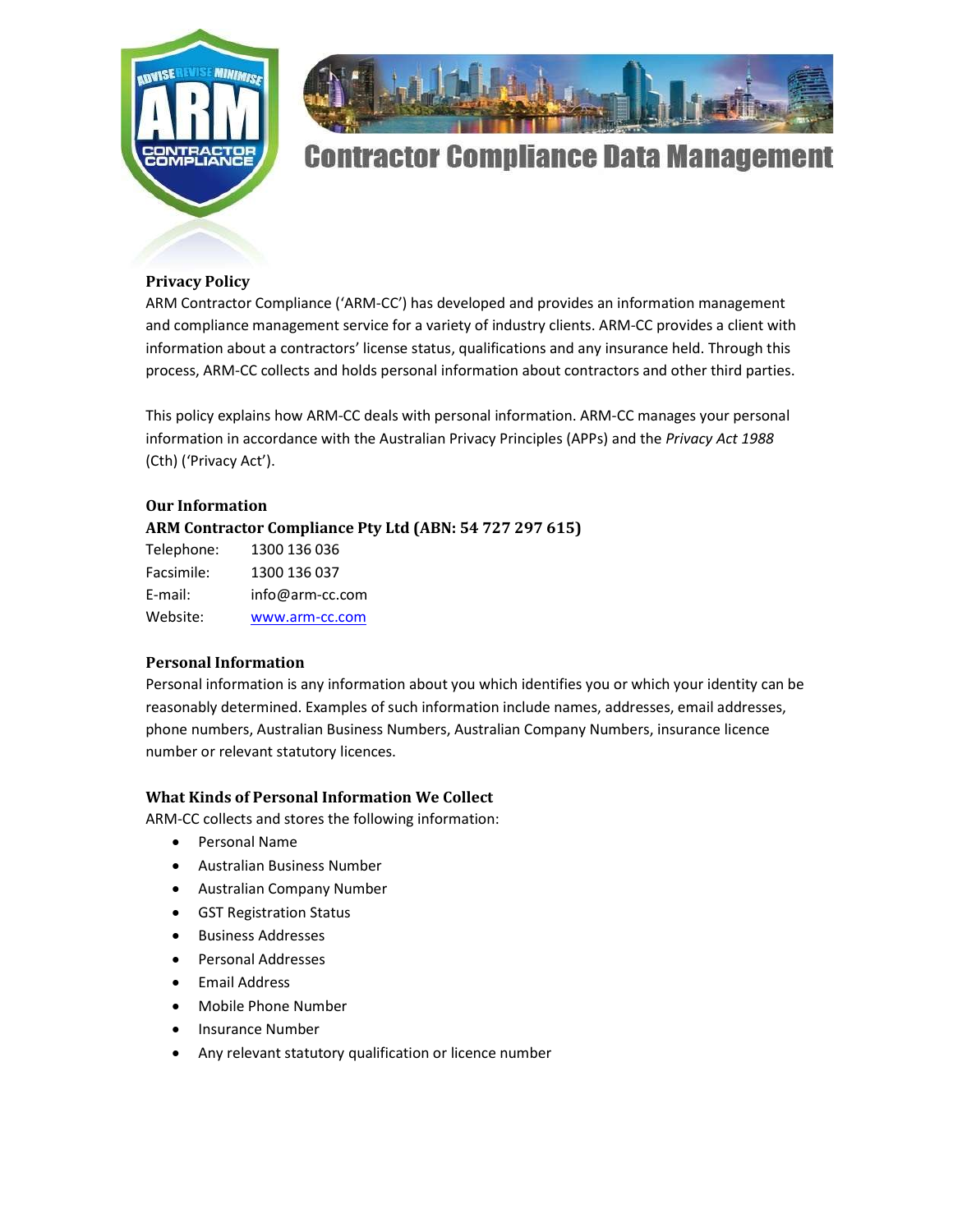# Contractor Compliance Data Management

## Privacy Policy

ARM Contractor Compliance ('ARM-CC') has developed and provides an information management and compliance management service for a variety of industry clients. ARM-CC provides a client with information about a contractors' license status, qualifications and any insurance held. Through this process, ARM-CC collects and holds personal information about contractors and other third parties.

This policy explains how ARM-CC deals with personal information. ARM-CC manages your personal information in accordance with the Australian Privacy Principles (APPs) and the *Privacy Act 1988* (Cth) ('Privacy Act').

## Our Information

**ARM Contractor Compliance Pty Ltd (ABN: 54 727 297 615)**

Telephone: 1300 136 036
Facsimile: 1300 136 037
E-mail: info@arm-cc.com
Website: www.arm-cc.com

## Personal Information

Personal information is any information about you which identifies you or which your identity can be reasonably determined. Examples of such information include names, addresses, email addresses, phone numbers, Australian Business Numbers, Australian Company Numbers, insurance licence number or relevant statutory licences.

## What Kinds of Personal Information We Collect

ARM-CC collects and stores the following information:

- Personal Name
- Australian Business Number
- Australian Company Number
- GST Registration Status
- Business Addresses
- Personal Addresses
- Email Address
- Mobile Phone Number
- Insurance Number
- Any relevant statutory qualification or licence number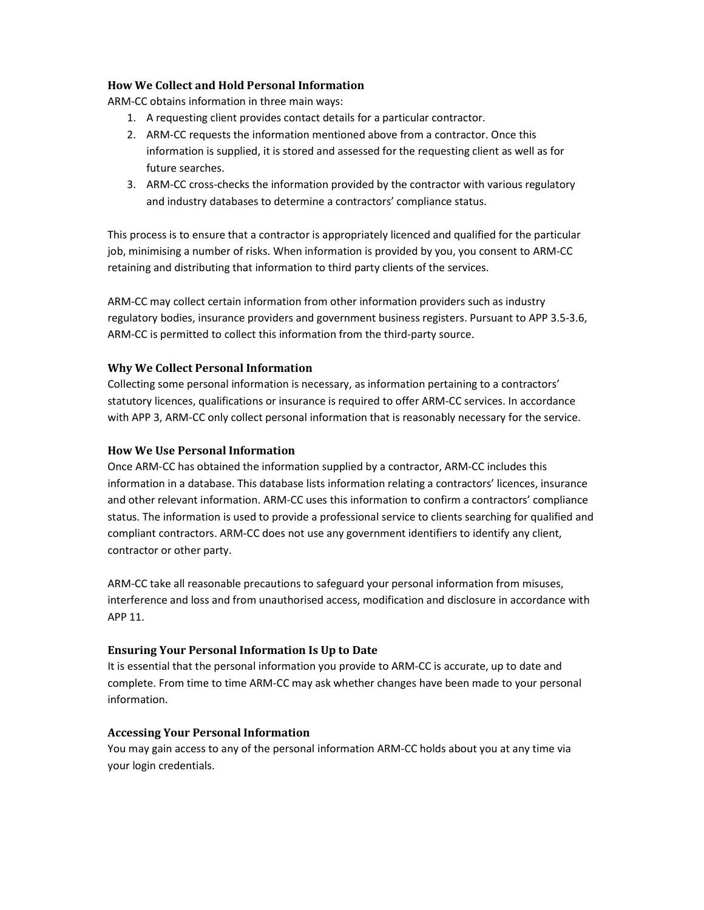### How We Collect and Hold Personal Information

ARM-CC obtains information in three main ways:

1. A requesting client provides contact details for a particular contractor.
2. ARM-CC requests the information mentioned above from a contractor. Once this information is supplied, it is stored and assessed for the requesting client as well as for future searches.
3. ARM-CC cross-checks the information provided by the contractor with various regulatory and industry databases to determine a contractors' compliance status.

This process is to ensure that a contractor is appropriately licenced and qualified for the particular job, minimising a number of risks. When information is provided by you, you consent to ARM-CC retaining and distributing that information to third party clients of the services.

ARM-CC may collect certain information from other information providers such as industry regulatory bodies, insurance providers and government business registers. Pursuant to APP 3.5-3.6, ARM-CC is permitted to collect this information from the third-party source.

### Why We Collect Personal Information

Collecting some personal information is necessary, as information pertaining to a contractors' statutory licences, qualifications or insurance is required to offer ARM-CC services. In accordance with APP 3, ARM-CC only collect personal information that is reasonably necessary for the service.

### How We Use Personal Information

Once ARM-CC has obtained the information supplied by a contractor, ARM-CC includes this information in a database. This database lists information relating a contractors' licences, insurance and other relevant information. ARM-CC uses this information to confirm a contractors' compliance status. The information is used to provide a professional service to clients searching for qualified and compliant contractors. ARM-CC does not use any government identifiers to identify any client, contractor or other party.

ARM-CC take all reasonable precautions to safeguard your personal information from misuses, interference and loss and from unauthorised access, modification and disclosure in accordance with APP 11.

### Ensuring Your Personal Information Is Up to Date

It is essential that the personal information you provide to ARM-CC is accurate, up to date and complete. From time to time ARM-CC may ask whether changes have been made to your personal information.

### Accessing Your Personal Information

You may gain access to any of the personal information ARM-CC holds about you at any time via your login credentials.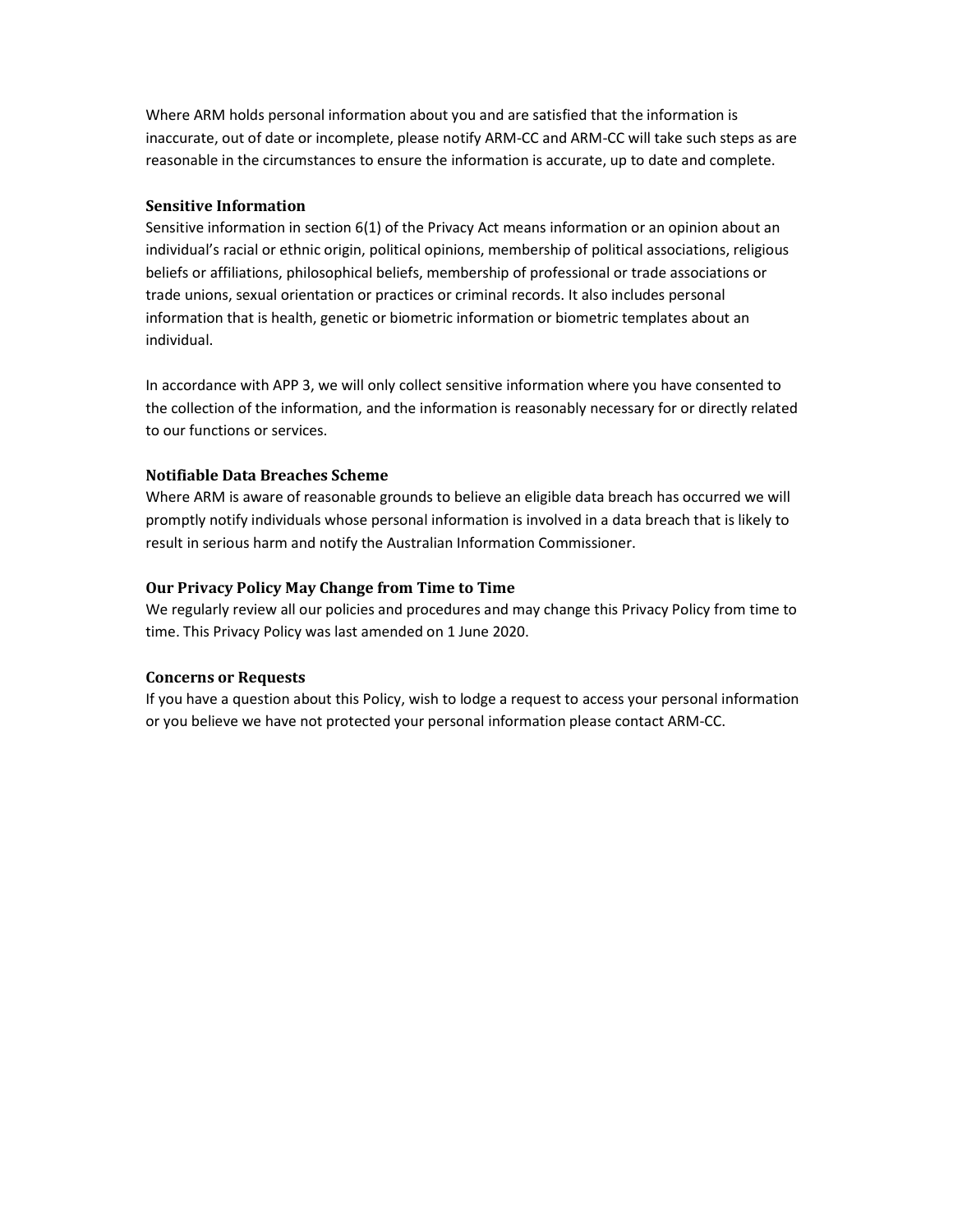Where ARM holds personal information about you and are satisfied that the information is inaccurate, out of date or incomplete, please notify ARM-CC and ARM-CC will take such steps as are reasonable in the circumstances to ensure the information is accurate, up to date and complete.

### Sensitive Information

Sensitive information in section 6(1) of the Privacy Act means information or an opinion about an individual's racial or ethnic origin, political opinions, membership of political associations, religious beliefs or affiliations, philosophical beliefs, membership of professional or trade associations or trade unions, sexual orientation or practices or criminal records. It also includes personal information that is health, genetic or biometric information or biometric templates about an individual.

In accordance with APP 3, we will only collect sensitive information where you have consented to the collection of the information, and the information is reasonably necessary for or directly related to our functions or services.

### Notifiable Data Breaches Scheme

Where ARM is aware of reasonable grounds to believe an eligible data breach has occurred we will promptly notify individuals whose personal information is involved in a data breach that is likely to result in serious harm and notify the Australian Information Commissioner.

### Our Privacy Policy May Change from Time to Time

We regularly review all our policies and procedures and may change this Privacy Policy from time to time. This Privacy Policy was last amended on 1 June 2020.

### Concerns or Requests

If you have a question about this Policy, wish to lodge a request to access your personal information or you believe we have not protected your personal information please contact ARM-CC.